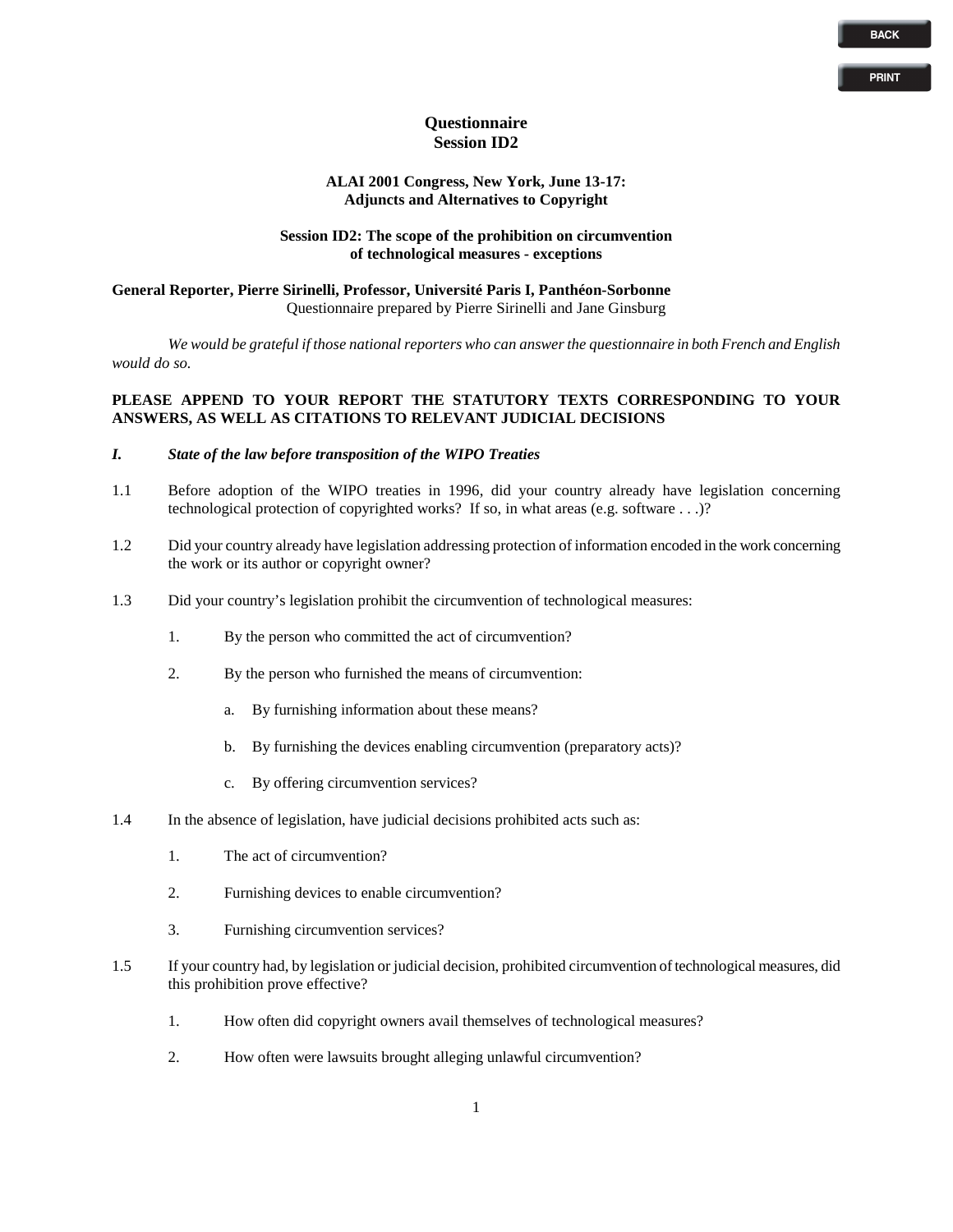# Questionnaire
## Session ID2

### ALAI 2001 Congress, New York, June 13-17:
### Adjuncts and Alternatives to Copyright

### Session ID2: The scope of the prohibition on circumvention of technological measures - exceptions

**General Reporter, Pierre Sirinelli, Professor, Université Paris I, Panthéon-Sorbonne**
Questionnaire prepared by Pierre Sirinelli and Jane Ginsburg

*We would be grateful if those national reporters who can answer the questionnaire in both French and English would do so.*

**PLEASE APPEND TO YOUR REPORT THE STATUTORY TEXTS CORRESPONDING TO YOUR ANSWERS, AS WELL AS CITATIONS TO RELEVANT JUDICIAL DECISIONS**

***I. State of the law before transposition of the WIPO Treaties***

1.1 Before adoption of the WIPO treaties in 1996, did your country already have legislation concerning technological protection of copyrighted works? If so, in what areas (e.g. software . . .)?

1.2 Did your country already have legislation addressing protection of information encoded in the work concerning the work or its author or copyright owner?

1.3 Did your country's legislation prohibit the circumvention of technological measures:

1. By the person who committed the act of circumvention?

2. By the person who furnished the means of circumvention:

   a. By furnishing information about these means?

   b. By furnishing the devices enabling circumvention (preparatory acts)?

   c. By offering circumvention services?

1.4 In the absence of legislation, have judicial decisions prohibited acts such as:

1. The act of circumvention?

2. Furnishing devices to enable circumvention?

3. Furnishing circumvention services?

1.5 If your country had, by legislation or judicial decision, prohibited circumvention of technological measures, did this prohibition prove effective?

1. How often did copyright owners avail themselves of technological measures?

2. How often were lawsuits brought alleging unlawful circumvention?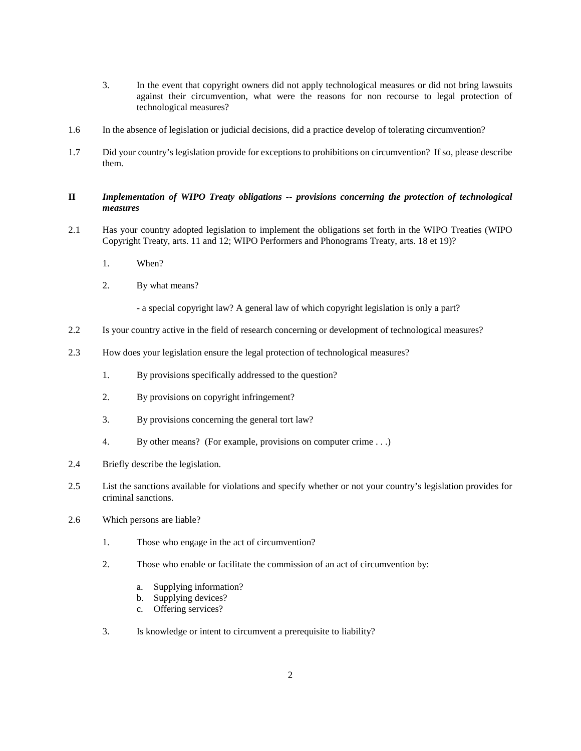3. In the event that copyright owners did not apply technological measures or did not bring lawsuits against their circumvention, what were the reasons for non recourse to legal protection of technological measures?

1.6 In the absence of legislation or judicial decisions, did a practice develop of tolerating circumvention?

1.7 Did your country's legislation provide for exceptions to prohibitions on circumvention? If so, please describe them.

## II *Implementation of WIPO Treaty obligations -- provisions concerning the protection of technological measures*

2.1 Has your country adopted legislation to implement the obligations set forth in the WIPO Treaties (WIPO Copyright Treaty, arts. 11 and 12; WIPO Performers and Phonograms Treaty, arts. 18 et 19)?

1. When?

2. By what means?

   - a special copyright law? A general law of which copyright legislation is only a part?

2.2 Is your country active in the field of research concerning or development of technological measures?

2.3 How does your legislation ensure the legal protection of technological measures?

1. By provisions specifically addressed to the question?

2. By provisions on copyright infringement?

3. By provisions concerning the general tort law?

4. By other means? (For example, provisions on computer crime . . .)

2.4 Briefly describe the legislation.

2.5 List the sanctions available for violations and specify whether or not your country's legislation provides for criminal sanctions.

2.6 Which persons are liable?

1. Those who engage in the act of circumvention?

2. Those who enable or facilitate the commission of an act of circumvention by:

   a. Supplying information?
   b. Supplying devices?
   c. Offering services?

3. Is knowledge or intent to circumvent a prerequisite to liability?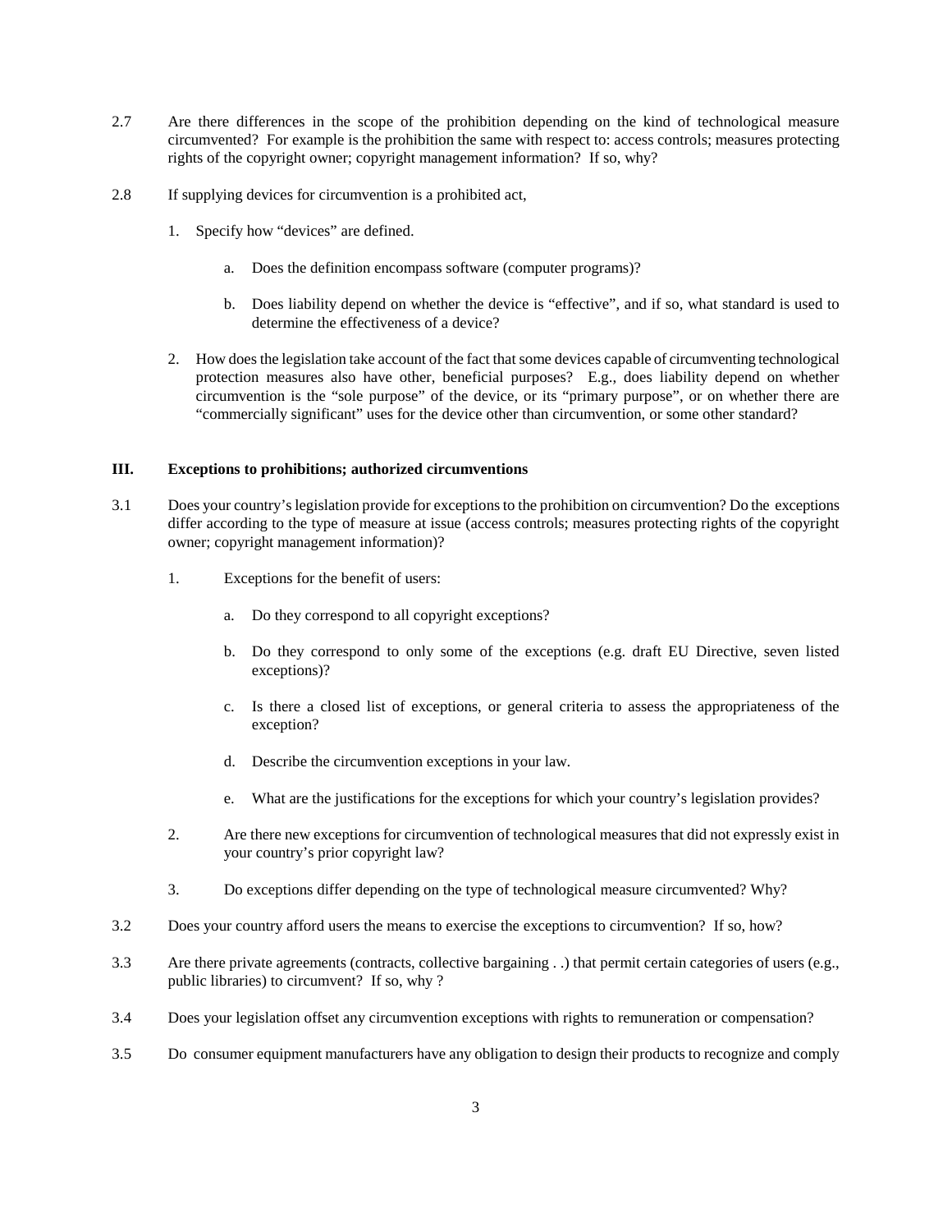2.7 Are there differences in the scope of the prohibition depending on the kind of technological measure circumvented? For example is the prohibition the same with respect to: access controls; measures protecting rights of the copyright owner; copyright management information? If so, why?

2.8 If supplying devices for circumvention is a prohibited act,

1. Specify how "devices" are defined.

   a. Does the definition encompass software (computer programs)?

   b. Does liability depend on whether the device is "effective", and if so, what standard is used to determine the effectiveness of a device?

2. How does the legislation take account of the fact that some devices capable of circumventing technological protection measures also have other, beneficial purposes? E.g., does liability depend on whether circumvention is the "sole purpose" of the device, or its "primary purpose", or on whether there are "commercially significant" uses for the device other than circumvention, or some other standard?

### III. Exceptions to prohibitions; authorized circumventions

3.1 Does your country's legislation provide for exceptions to the prohibition on circumvention? Do the exceptions differ according to the type of measure at issue (access controls; measures protecting rights of the copyright owner; copyright management information)?

1. Exceptions for the benefit of users:

   a. Do they correspond to all copyright exceptions?

   b. Do they correspond to only some of the exceptions (e.g. draft EU Directive, seven listed exceptions)?

   c. Is there a closed list of exceptions, or general criteria to assess the appropriateness of the exception?

   d. Describe the circumvention exceptions in your law.

   e. What are the justifications for the exceptions for which your country's legislation provides?

2. Are there new exceptions for circumvention of technological measures that did not expressly exist in your country's prior copyright law?

3. Do exceptions differ depending on the type of technological measure circumvented? Why?

3.2 Does your country afford users the means to exercise the exceptions to circumvention? If so, how?

3.3 Are there private agreements (contracts, collective bargaining . .) that permit certain categories of users (e.g., public libraries) to circumvent? If so, why ?

3.4 Does your legislation offset any circumvention exceptions with rights to remuneration or compensation?

3.5 Do consumer equipment manufacturers have any obligation to design their products to recognize and comply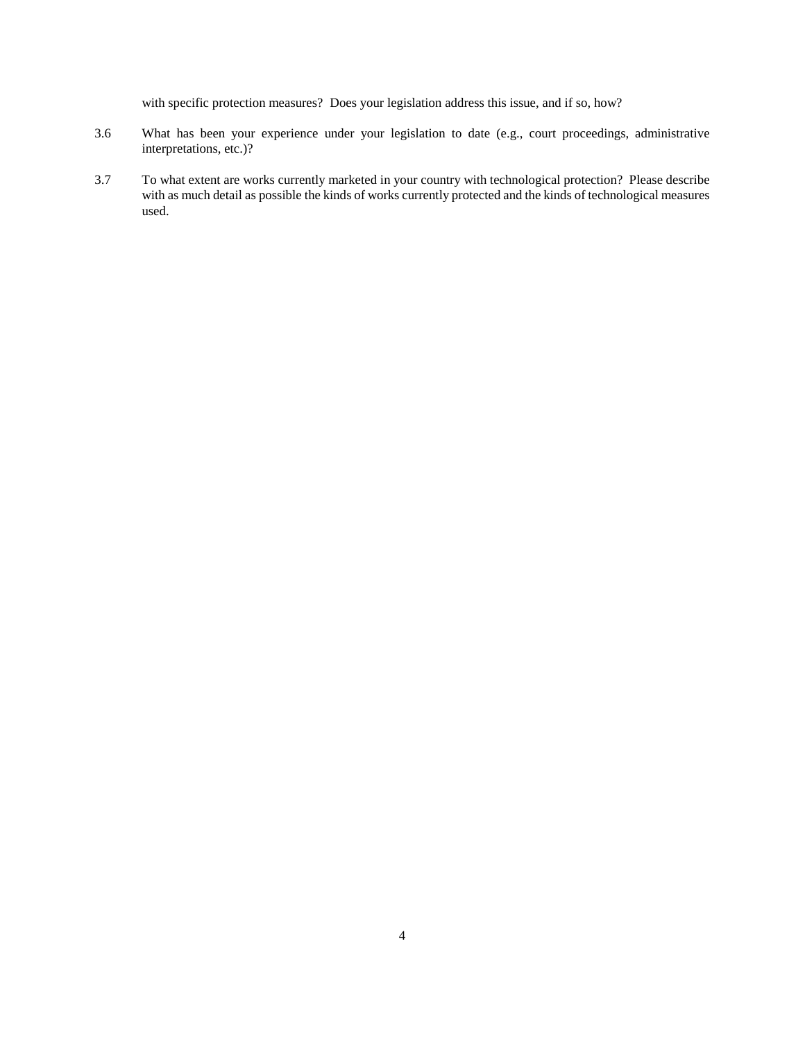with specific protection measures? Does your legislation address this issue, and if so, how?

3.6 What has been your experience under your legislation to date (e.g., court proceedings, administrative interpretations, etc.)?

3.7 To what extent are works currently marketed in your country with technological protection? Please describe with as much detail as possible the kinds of works currently protected and the kinds of technological measures used.